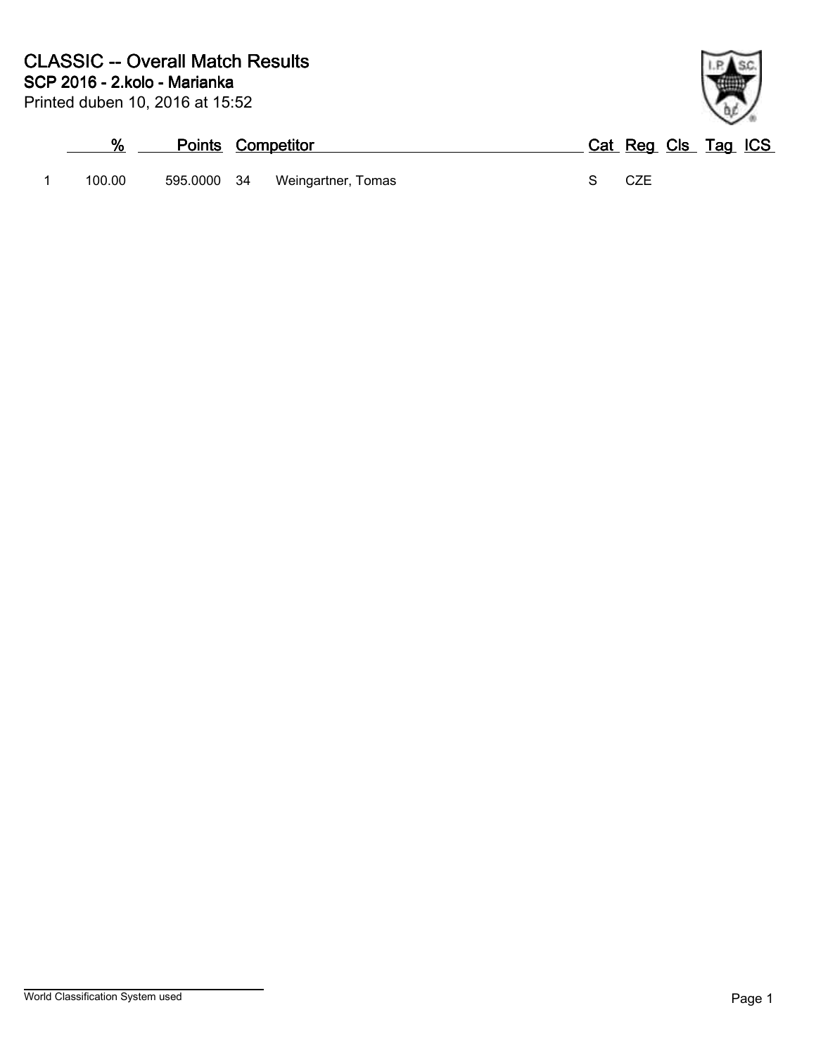# CLASSIC -- Overall Match Results

## SCP 2016 - 2.kolo - Marianka

Printed duben 10, 2016 at 15:52

| | % | Points | Competitor | | Cat | Reg | Cls | Tag | ICS |
|---|---|---|---|---|---|---|---|---|---|
| 1 | 100.00 | 595.0000 | 34 | Weingartner, Tomas | S | CZE | | | |

World Classification System used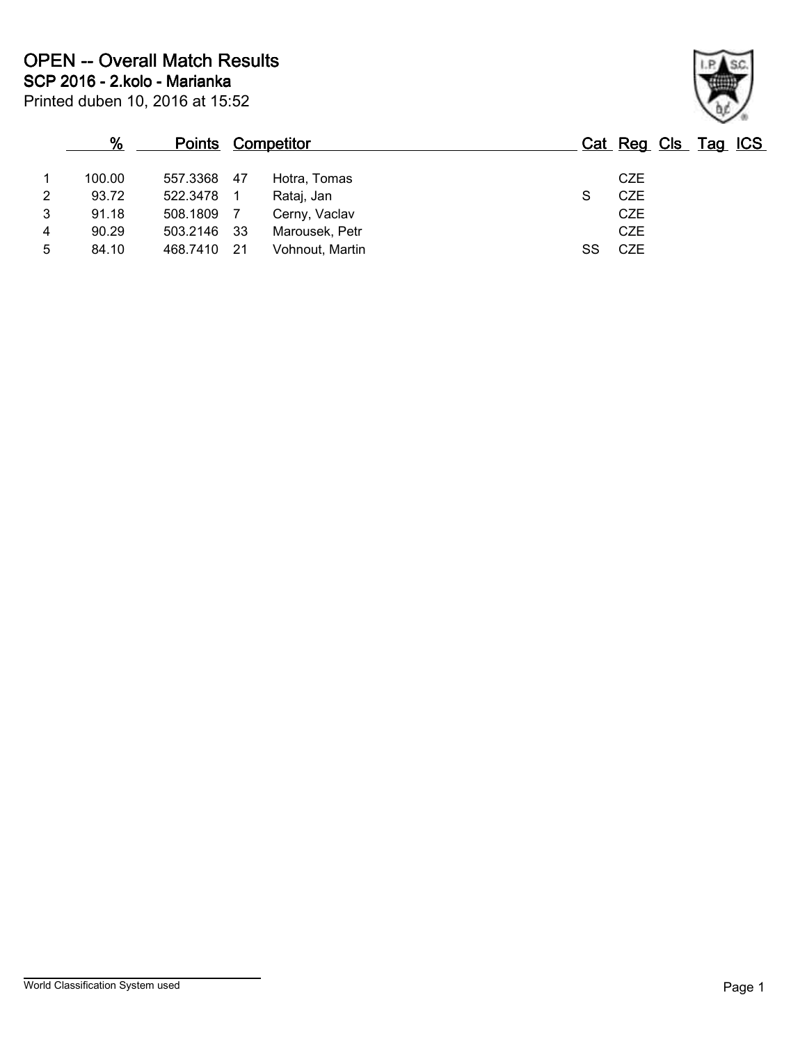# OPEN -- Overall Match Results

## SCP 2016 - 2.kolo - Marianka

Printed duben 10, 2016 at 15:52

| | % | Points | | Competitor | Cat | Reg | Cls | Tag | ICS |
|---|---|---|---|---|---|---|---|---|---|
| 1 | 100.00 | 557.3368 | 47 | Hotra, Tomas | | CZE | | | |
| 2 | 93.72 | 522.3478 | 1 | Rataj, Jan | S | CZE | | | |
| 3 | 91.18 | 508.1809 | 7 | Cerny, Vaclav | | CZE | | | |
| 4 | 90.29 | 503.2146 | 33 | Marousek, Petr | | CZE | | | |
| 5 | 84.10 | 468.7410 | 21 | Vohnout, Martin | SS | CZE | | | |

World Classification System used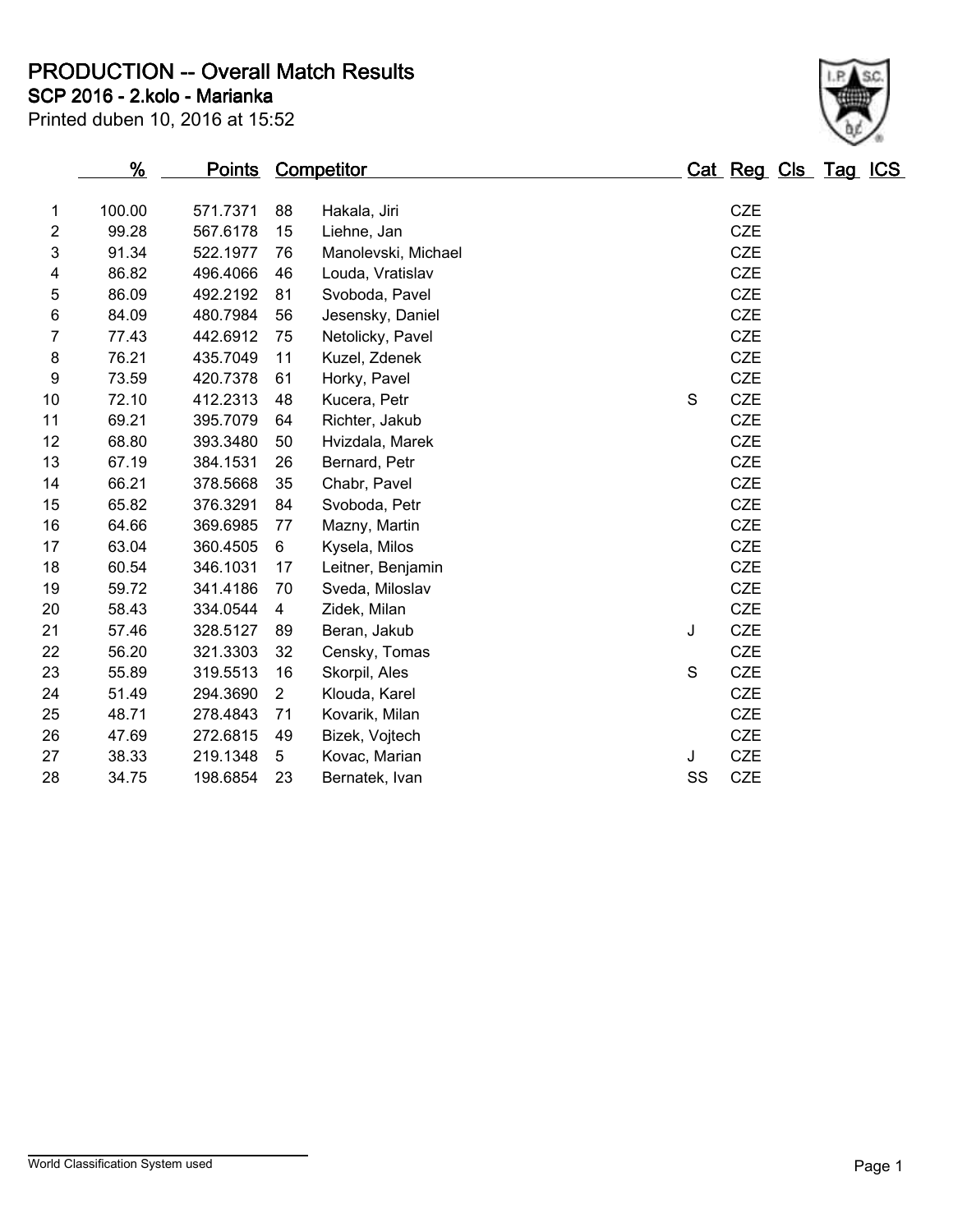# PRODUCTION -- Overall Match Results

## SCP 2016 - 2.kolo - Marianka

Printed duben 10, 2016 at 15:52

| | % | Points | Competitor | | Cat | Reg | Cls | Tag | ICS |
|---|---|---|---|---|---|---|---|---|---|
| 1 | 100.00 | 571.7371 | 88 | Hakala, Jiri | | CZE | | | |
| 2 | 99.28 | 567.6178 | 15 | Liehne, Jan | | CZE | | | |
| 3 | 91.34 | 522.1977 | 76 | Manolevski, Michael | | CZE | | | |
| 4 | 86.82 | 496.4066 | 46 | Louda, Vratislav | | CZE | | | |
| 5 | 86.09 | 492.2192 | 81 | Svoboda, Pavel | | CZE | | | |
| 6 | 84.09 | 480.7984 | 56 | Jesensky, Daniel | | CZE | | | |
| 7 | 77.43 | 442.6912 | 75 | Netolicky, Pavel | | CZE | | | |
| 8 | 76.21 | 435.7049 | 11 | Kuzel, Zdenek | | CZE | | | |
| 9 | 73.59 | 420.7378 | 61 | Horky, Pavel | | CZE | | | |
| 10 | 72.10 | 412.2313 | 48 | Kucera, Petr | S | CZE | | | |
| 11 | 69.21 | 395.7079 | 64 | Richter, Jakub | | CZE | | | |
| 12 | 68.80 | 393.3480 | 50 | Hvizdala, Marek | | CZE | | | |
| 13 | 67.19 | 384.1531 | 26 | Bernard, Petr | | CZE | | | |
| 14 | 66.21 | 378.5668 | 35 | Chabr, Pavel | | CZE | | | |
| 15 | 65.82 | 376.3291 | 84 | Svoboda, Petr | | CZE | | | |
| 16 | 64.66 | 369.6985 | 77 | Mazny, Martin | | CZE | | | |
| 17 | 63.04 | 360.4505 | 6 | Kysela, Milos | | CZE | | | |
| 18 | 60.54 | 346.1031 | 17 | Leitner, Benjamin | | CZE | | | |
| 19 | 59.72 | 341.4186 | 70 | Sveda, Miloslav | | CZE | | | |
| 20 | 58.43 | 334.0544 | 4 | Zidek, Milan | | CZE | | | |
| 21 | 57.46 | 328.5127 | 89 | Beran, Jakub | J | CZE | | | |
| 22 | 56.20 | 321.3303 | 32 | Censky, Tomas | | CZE | | | |
| 23 | 55.89 | 319.5513 | 16 | Skorpil, Ales | S | CZE | | | |
| 24 | 51.49 | 294.3690 | 2 | Klouda, Karel | | CZE | | | |
| 25 | 48.71 | 278.4843 | 71 | Kovarik, Milan | | CZE | | | |
| 26 | 47.69 | 272.6815 | 49 | Bizek, Vojtech | | CZE | | | |
| 27 | 38.33 | 219.1348 | 5 | Kovac, Marian | J | CZE | | | |
| 28 | 34.75 | 198.6854 | 23 | Bernatek, Ivan | SS | CZE | | | |

World Classification System used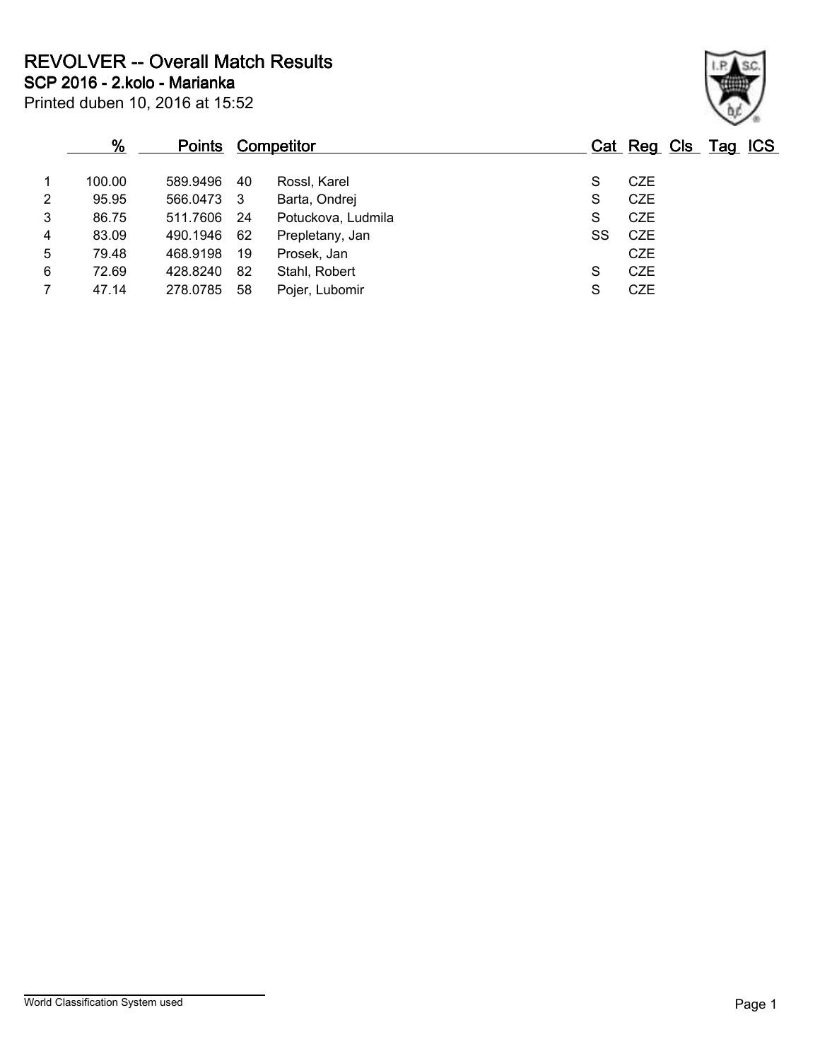# REVOLVER -- Overall Match Results

## SCP 2016 - 2.kolo - Marianka

Printed duben 10, 2016 at 15:52

| | % | Points | Competitor | | Cat | Reg | Cls | Tag | ICS |
|---|---|---|---|---|---|---|---|---|---|
| 1 | 100.00 | 589.9496 | 40 | Rossl, Karel | S | CZE | | | |
| 2 | 95.95 | 566.0473 | 3 | Barta, Ondrej | S | CZE | | | |
| 3 | 86.75 | 511.7606 | 24 | Potuckova, Ludmila | S | CZE | | | |
| 4 | 83.09 | 490.1946 | 62 | Prepletany, Jan | SS | CZE | | | |
| 5 | 79.48 | 468.9198 | 19 | Prosek, Jan | | CZE | | | |
| 6 | 72.69 | 428.8240 | 82 | Stahl, Robert | S | CZE | | | |
| 7 | 47.14 | 278.0785 | 58 | Pojer, Lubomir | S | CZE | | | |

World Classification System used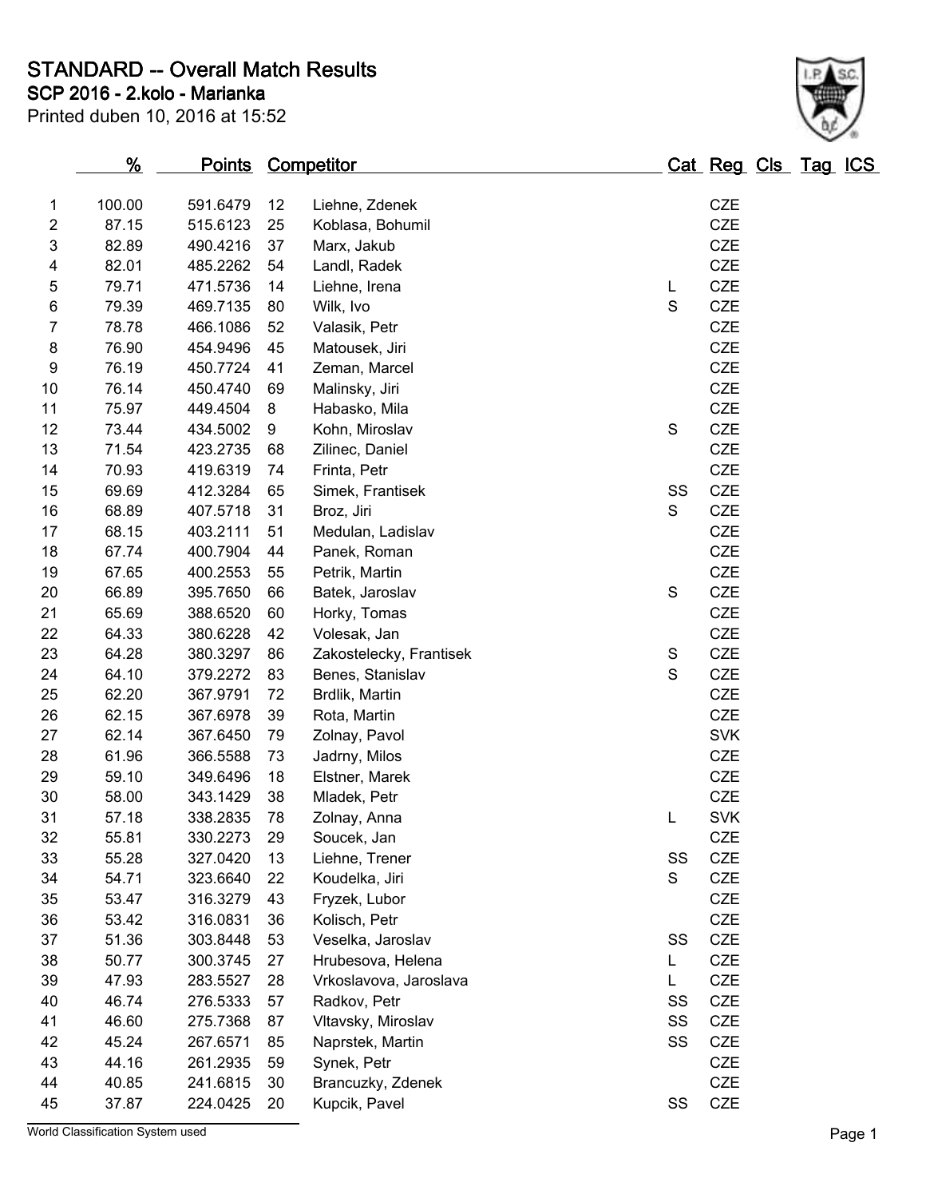# STANDARD -- Overall Match Results

## SCP 2016 - 2.kolo - Marianka

Printed duben 10, 2016 at 15:52

| | % | Points | Competitor | | Cat | Reg | Cls | Tag | ICS |
|---|---|---|---|---|---|---|---|---|---|
| 1 | 100.00 | 591.6479 | 12 | Liehne, Zdenek | | CZE | | | |
| 2 | 87.15 | 515.6123 | 25 | Koblasa, Bohumil | | CZE | | | |
| 3 | 82.89 | 490.4216 | 37 | Marx, Jakub | | CZE | | | |
| 4 | 82.01 | 485.2262 | 54 | Landl, Radek | | CZE | | | |
| 5 | 79.71 | 471.5736 | 14 | Liehne, Irena | L | CZE | | | |
| 6 | 79.39 | 469.7135 | 80 | Wilk, Ivo | S | CZE | | | |
| 7 | 78.78 | 466.1086 | 52 | Valasik, Petr | | CZE | | | |
| 8 | 76.90 | 454.9496 | 45 | Matousek, Jiri | | CZE | | | |
| 9 | 76.19 | 450.7724 | 41 | Zeman, Marcel | | CZE | | | |
| 10 | 76.14 | 450.4740 | 69 | Malinsky, Jiri | | CZE | | | |
| 11 | 75.97 | 449.4504 | 8 | Habasko, Mila | | CZE | | | |
| 12 | 73.44 | 434.5002 | 9 | Kohn, Miroslav | S | CZE | | | |
| 13 | 71.54 | 423.2735 | 68 | Zilinec, Daniel | | CZE | | | |
| 14 | 70.93 | 419.6319 | 74 | Frinta, Petr | | CZE | | | |
| 15 | 69.69 | 412.3284 | 65 | Simek, Frantisek | SS | CZE | | | |
| 16 | 68.89 | 407.5718 | 31 | Broz, Jiri | S | CZE | | | |
| 17 | 68.15 | 403.2111 | 51 | Medulan, Ladislav | | CZE | | | |
| 18 | 67.74 | 400.7904 | 44 | Panek, Roman | | CZE | | | |
| 19 | 67.65 | 400.2553 | 55 | Petrik, Martin | | CZE | | | |
| 20 | 66.89 | 395.7650 | 66 | Batek, Jaroslav | S | CZE | | | |
| 21 | 65.69 | 388.6520 | 60 | Horky, Tomas | | CZE | | | |
| 22 | 64.33 | 380.6228 | 42 | Volesak, Jan | | CZE | | | |
| 23 | 64.28 | 380.3297 | 86 | Zakostelecky, Frantisek | S | CZE | | | |
| 24 | 64.10 | 379.2272 | 83 | Benes, Stanislav | S | CZE | | | |
| 25 | 62.20 | 367.9791 | 72 | Brdlik, Martin | | CZE | | | |
| 26 | 62.15 | 367.6978 | 39 | Rota, Martin | | CZE | | | |
| 27 | 62.14 | 367.6450 | 79 | Zolnay, Pavol | | SVK | | | |
| 28 | 61.96 | 366.5588 | 73 | Jadrny, Milos | | CZE | | | |
| 29 | 59.10 | 349.6496 | 18 | Elstner, Marek | | CZE | | | |
| 30 | 58.00 | 343.1429 | 38 | Mladek, Petr | | CZE | | | |
| 31 | 57.18 | 338.2835 | 78 | Zolnay, Anna | L | SVK | | | |
| 32 | 55.81 | 330.2273 | 29 | Soucek, Jan | | CZE | | | |
| 33 | 55.28 | 327.0420 | 13 | Liehne, Trener | SS | CZE | | | |
| 34 | 54.71 | 323.6640 | 22 | Koudelka, Jiri | S | CZE | | | |
| 35 | 53.47 | 316.3279 | 43 | Fryzek, Lubor | | CZE | | | |
| 36 | 53.42 | 316.0831 | 36 | Kolisch, Petr | | CZE | | | |
| 37 | 51.36 | 303.8448 | 53 | Veselka, Jaroslav | SS | CZE | | | |
| 38 | 50.77 | 300.3745 | 27 | Hrubesova, Helena | L | CZE | | | |
| 39 | 47.93 | 283.5527 | 28 | Vrkoslavova, Jaroslava | L | CZE | | | |
| 40 | 46.74 | 276.5333 | 57 | Radkov, Petr | SS | CZE | | | |
| 41 | 46.60 | 275.7368 | 87 | Vltavsky, Miroslav | SS | CZE | | | |
| 42 | 45.24 | 267.6571 | 85 | Naprstek, Martin | SS | CZE | | | |
| 43 | 44.16 | 261.2935 | 59 | Synek, Petr | | CZE | | | |
| 44 | 40.85 | 241.6815 | 30 | Brancuzky, Zdenek | | CZE | | | |
| 45 | 37.87 | 224.0425 | 20 | Kupcik, Pavel | SS | CZE | | | |

World Classification System used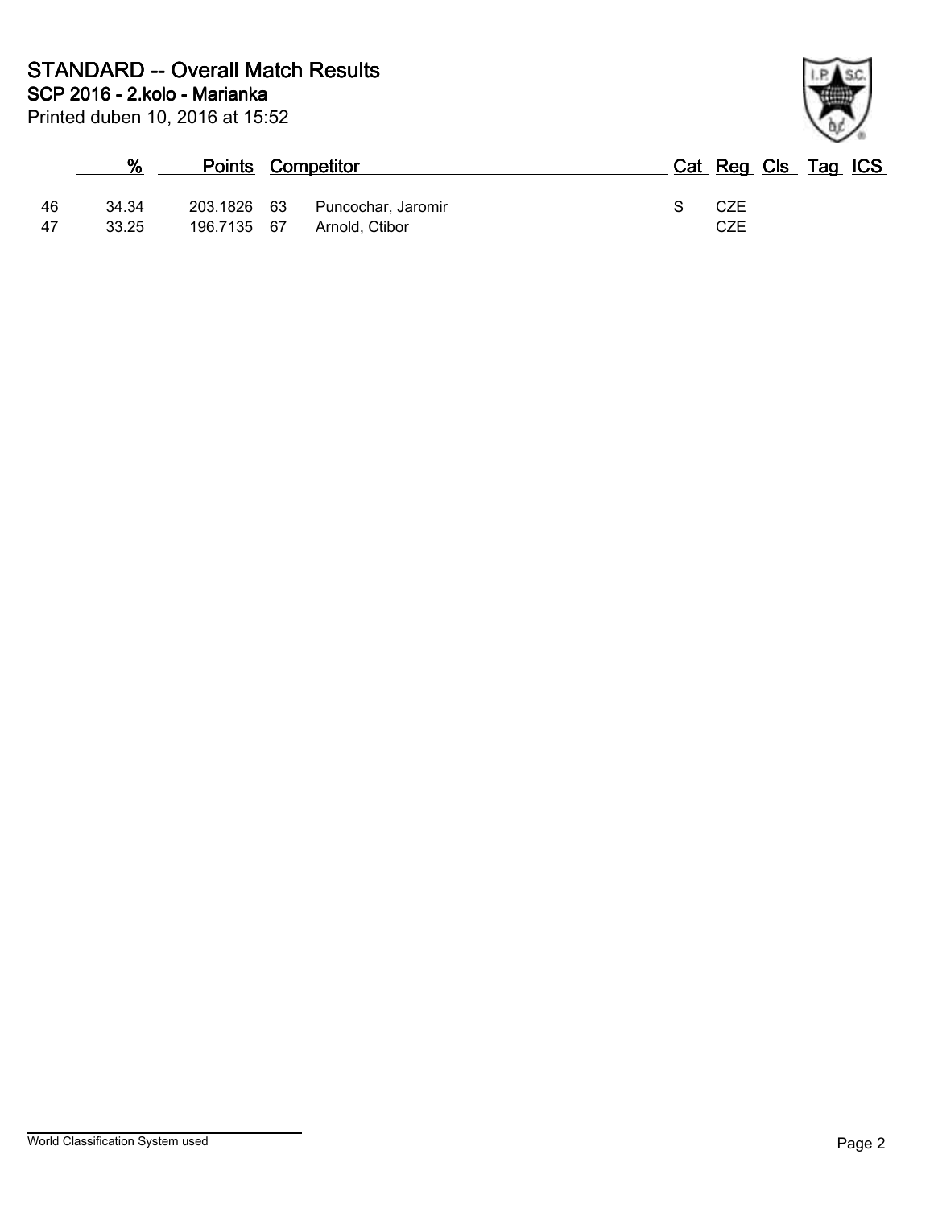# STANDARD -- Overall Match Results

## SCP 2016 - 2.kolo - Marianka

Printed duben 10, 2016 at 15:52

| | % | Points | | Competitor | Cat | Reg | Cls | Tag | ICS |
|---|---|---|---|---|---|---|---|---|---|
| 46 | 34.34 | 203.1826 | 63 | Puncochar, Jaromir | S | CZE | | | |
| 47 | 33.25 | 196.7135 | 67 | Arnold, Ctibor | | CZE | | | |

World Classification System used